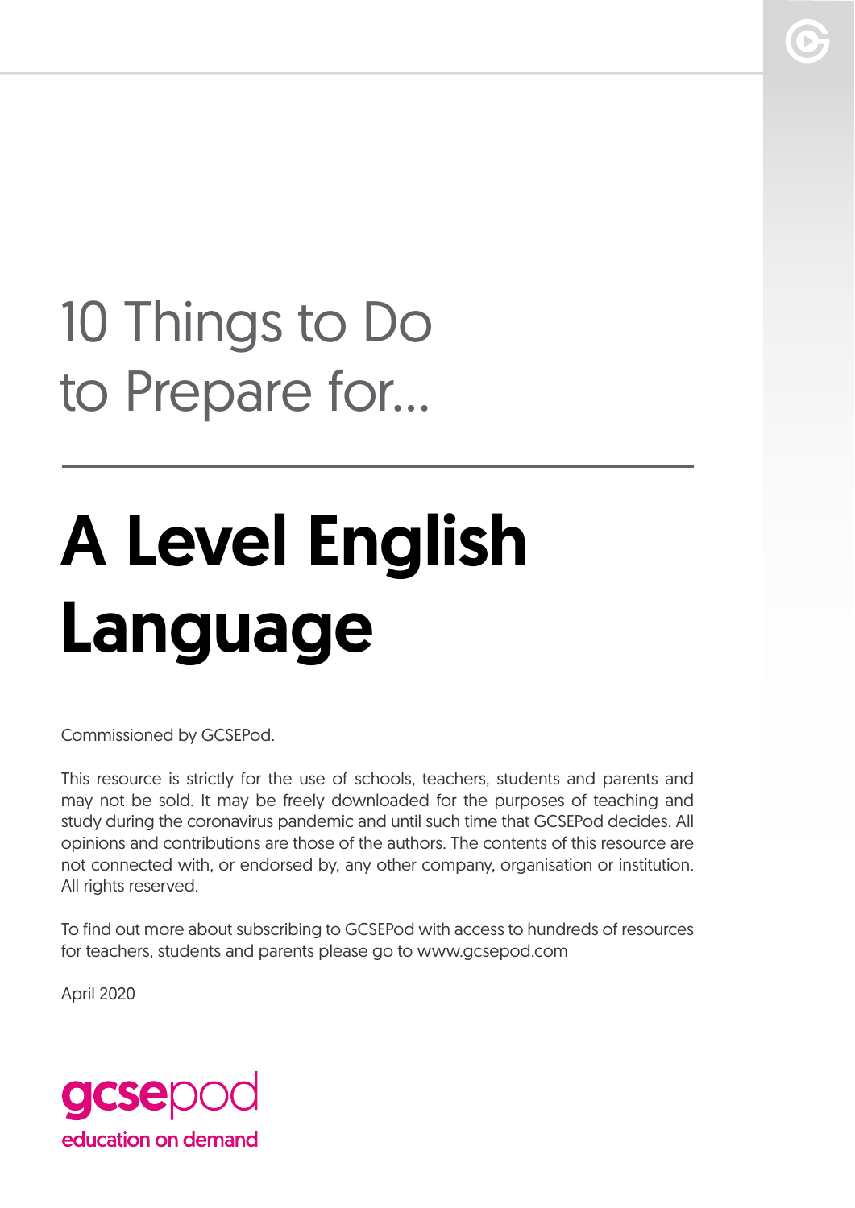## 10 Things to Do to Prepare for...

# A Level English Language

Commissioned by GCSEPod.

This resource is strictly for the use of schools, teachers, students and parents and may not be sold. It may be freely downloaded for the purposes of teaching and study during the coronavirus pandemic and until such time that GCSEPod decides. All opinions and contributions are those of the authors. The contents of this resource are not connected with, or endorsed by, any other company, organisation or institution. All rights reserved.

To find out more about subscribing to GCSEPod with access to hundreds of resources for teachers, students and parents please go to www.gcsepod.com

April 2020

gcsepod
education on demand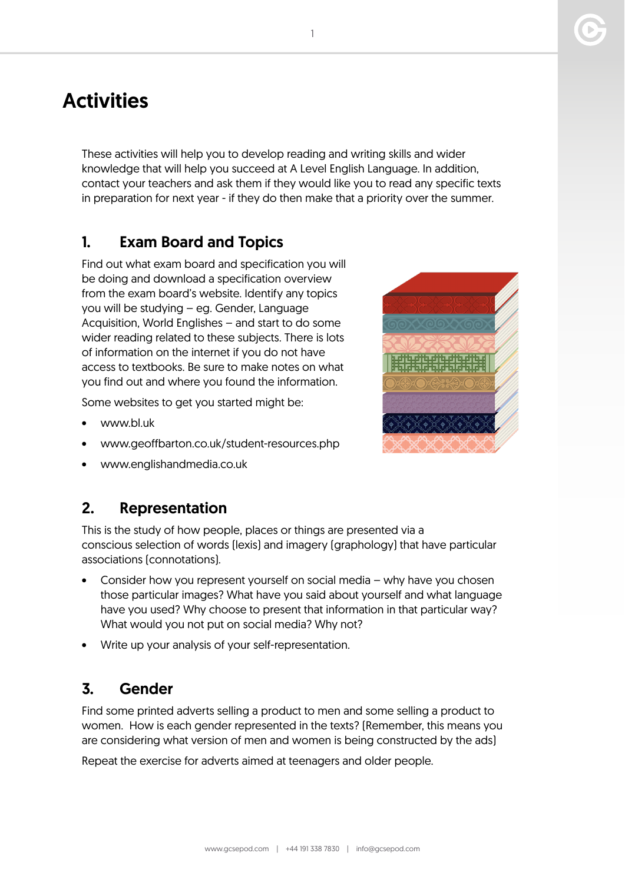# Activities

These activities will help you to develop reading and writing skills and wider knowledge that will help you succeed at A Level English Language. In addition, contact your teachers and ask them if they would like you to read any specific texts in preparation for next year - if they do then make that a priority over the summer.

## 1. Exam Board and Topics

Find out what exam board and specification you will be doing and download a specification overview from the exam board's website. Identify any topics you will be studying – eg. Gender, Language Acquisition, World Englishes – and start to do some wider reading related to these subjects. There is lots of information on the internet if you do not have access to textbooks. Be sure to make notes on what you find out and where you found the information.

Some websites to get you started might be:

- www.bl.uk
- www.geoffbarton.co.uk/student-resources.php
- www.englishandmedia.co.uk

## 2. Representation

This is the study of how people, places or things are presented via a conscious selection of words (lexis) and imagery (graphology) that have particular associations (connotations).

- Consider how you represent yourself on social media – why have you chosen those particular images? What have you said about yourself and what language have you used? Why choose to present that information in that particular way? What would you not put on social media? Why not?
- Write up your analysis of your self-representation.

## 3. Gender

Find some printed adverts selling a product to men and some selling a product to women. How is each gender represented in the texts? (Remember, this means you are considering what version of men and women is being constructed by the ads)

Repeat the exercise for adverts aimed at teenagers and older people.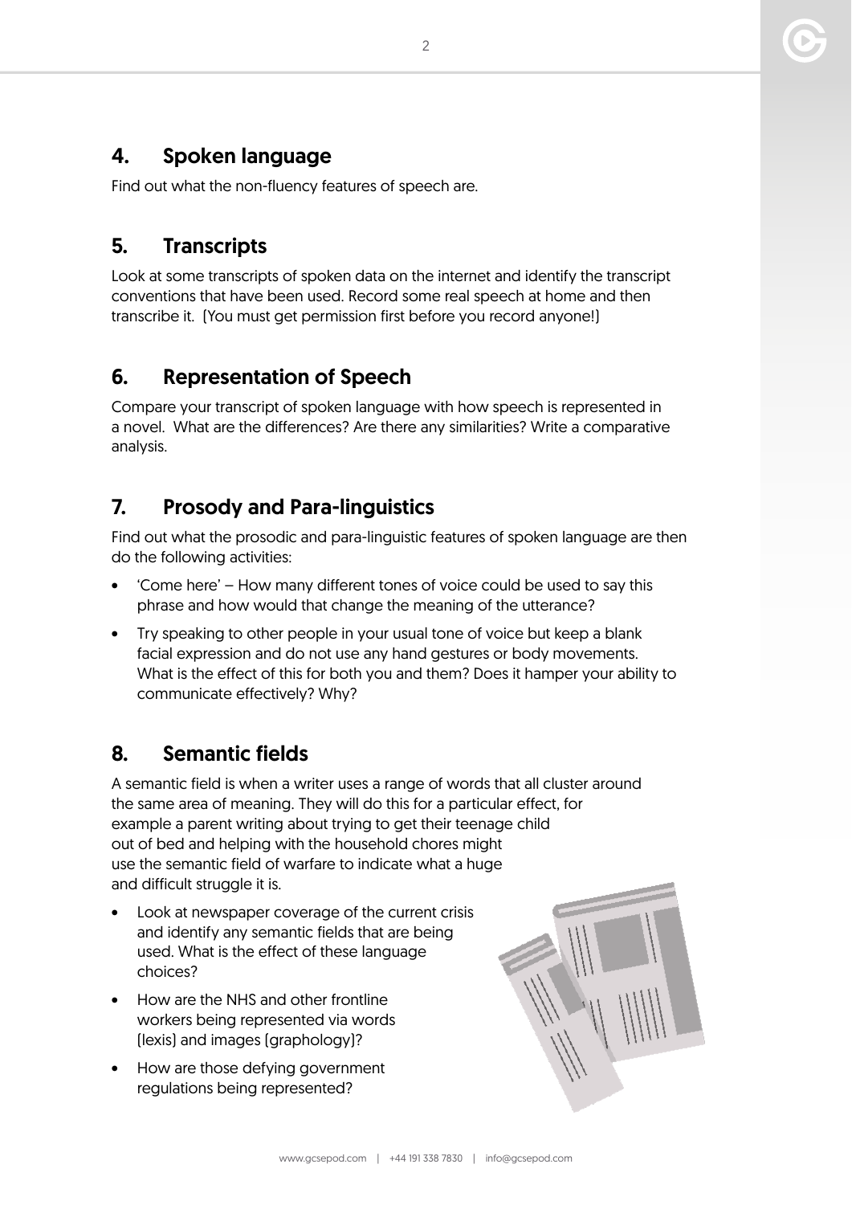## 4. Spoken language

Find out what the non-fluency features of speech are.

## 5. Transcripts

Look at some transcripts of spoken data on the internet and identify the transcript conventions that have been used. Record some real speech at home and then transcribe it. (You must get permission first before you record anyone!)

## 6. Representation of Speech

Compare your transcript of spoken language with how speech is represented in a novel. What are the differences? Are there any similarities? Write a comparative analysis.

## 7. Prosody and Para-linguistics

Find out what the prosodic and para-linguistic features of spoken language are then do the following activities:

- 'Come here' – How many different tones of voice could be used to say this phrase and how would that change the meaning of the utterance?
- Try speaking to other people in your usual tone of voice but keep a blank facial expression and do not use any hand gestures or body movements. What is the effect of this for both you and them? Does it hamper your ability to communicate effectively? Why?

## 8. Semantic fields

A semantic field is when a writer uses a range of words that all cluster around the same area of meaning. They will do this for a particular effect, for example a parent writing about trying to get their teenage child out of bed and helping with the household chores might use the semantic field of warfare to indicate what a huge and difficult struggle it is.

- Look at newspaper coverage of the current crisis and identify any semantic fields that are being used. What is the effect of these language choices?
- How are the NHS and other frontline workers being represented via words (lexis) and images (graphology)?
- How are those defying government regulations being represented?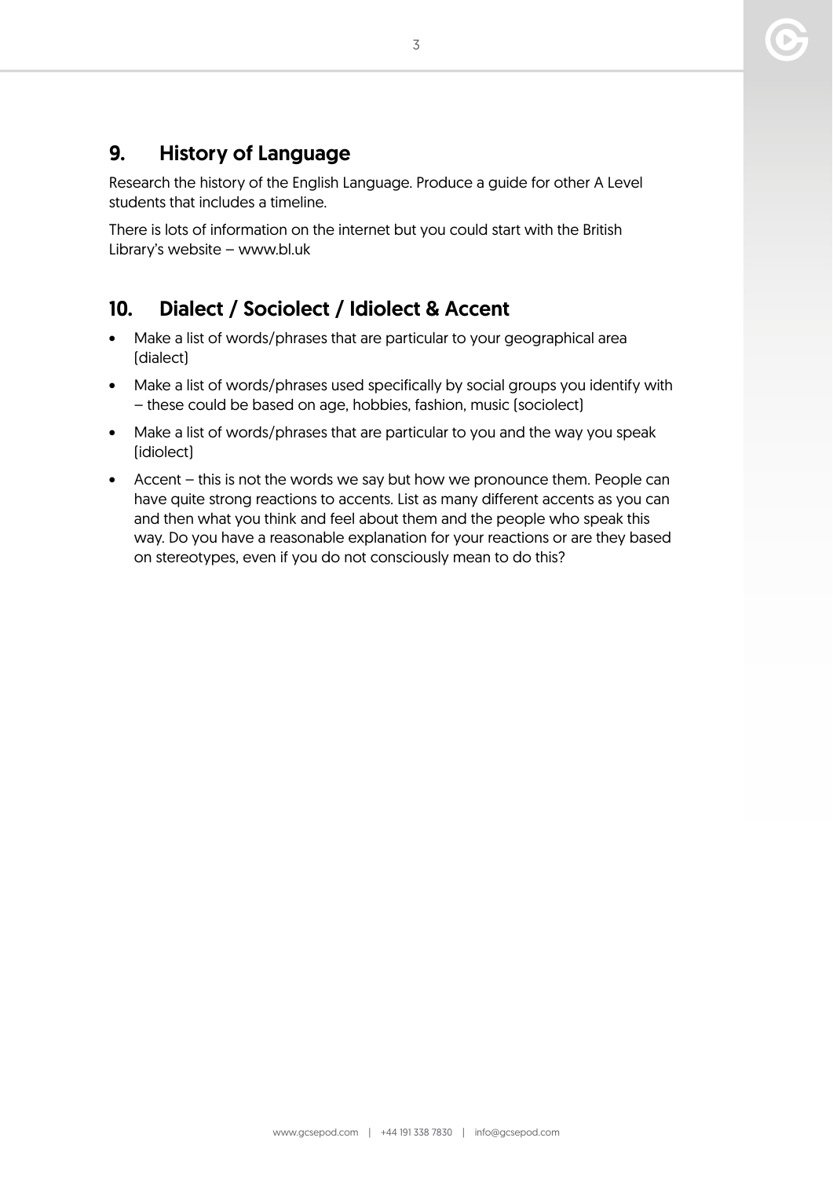## 9. History of Language

Research the history of the English Language. Produce a guide for other A Level students that includes a timeline.

There is lots of information on the internet but you could start with the British Library's website – www.bl.uk

## 10. Dialect / Sociolect / Idiolect & Accent

- Make a list of words/phrases that are particular to your geographical area (dialect)
- Make a list of words/phrases used specifically by social groups you identify with – these could be based on age, hobbies, fashion, music (sociolect)
- Make a list of words/phrases that are particular to you and the way you speak (idiolect)
- Accent – this is not the words we say but how we pronounce them. People can have quite strong reactions to accents. List as many different accents as you can and then what you think and feel about them and the people who speak this way. Do you have a reasonable explanation for your reactions or are they based on stereotypes, even if you do not consciously mean to do this?